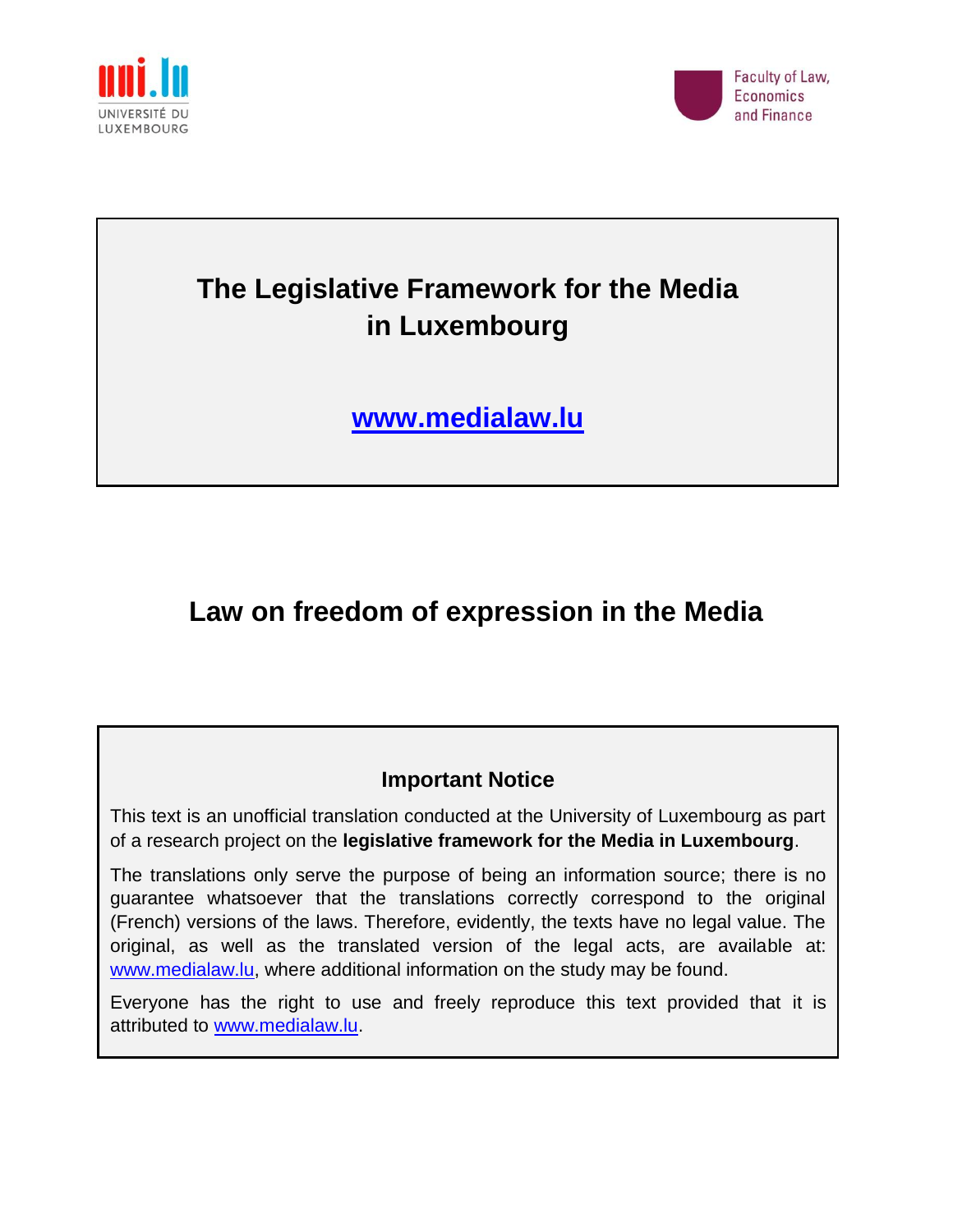uni.lu
UNIVERSITÉ DU LUXEMBOURG

Faculty of Law, Economics and Finance

# The Legislative Framework for the Media in Luxembourg

**www.medialaw.lu**

# Law on freedom of expression in the Media

### Important Notice

This text is an unofficial translation conducted at the University of Luxembourg as part of a research project on the **legislative framework for the Media in Luxembourg**.

The translations only serve the purpose of being an information source; there is no guarantee whatsoever that the translations correctly correspond to the original (French) versions of the laws. Therefore, evidently, the texts have no legal value. The original, as well as the translated version of the legal acts, are available at: www.medialaw.lu, where additional information on the study may be found.

Everyone has the right to use and freely reproduce this text provided that it is attributed to www.medialaw.lu.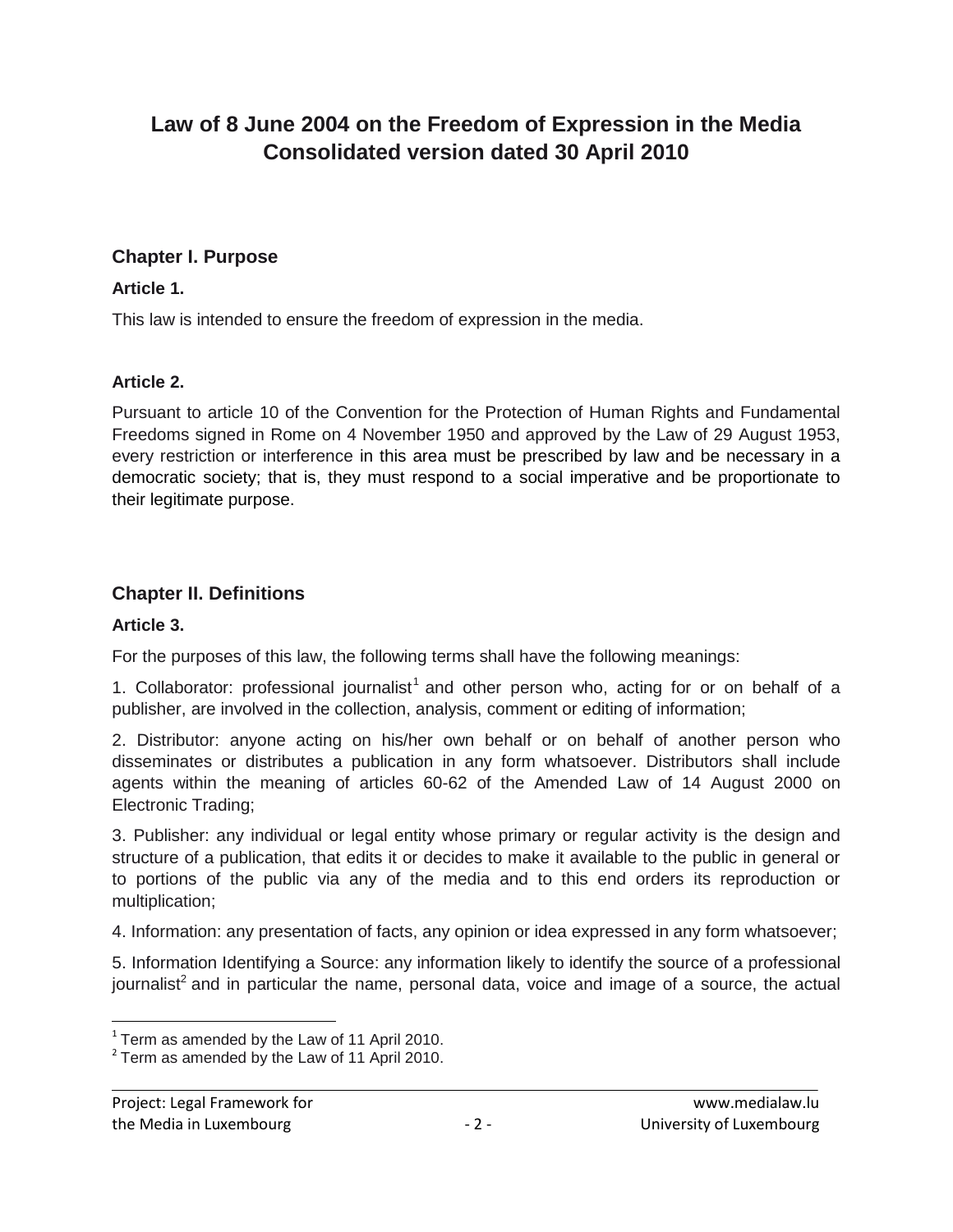# Law of 8 June 2004 on the Freedom of Expression in the Media
# Consolidated version dated 30 April 2010

## Chapter I. Purpose

### Article 1.

This law is intended to ensure the freedom of expression in the media.

### Article 2.

Pursuant to article 10 of the Convention for the Protection of Human Rights and Fundamental Freedoms signed in Rome on 4 November 1950 and approved by the Law of 29 August 1953, every restriction or interference in this area must be prescribed by law and be necessary in a democratic society; that is, they must respond to a social imperative and be proportionate to their legitimate purpose.

## Chapter II. Definitions

### Article 3.

For the purposes of this law, the following terms shall have the following meanings:

1. Collaborator: professional journalist[1] and other person who, acting for or on behalf of a publisher, are involved in the collection, analysis, comment or editing of information;

2. Distributor: anyone acting on his/her own behalf or on behalf of another person who disseminates or distributes a publication in any form whatsoever. Distributors shall include agents within the meaning of articles 60-62 of the Amended Law of 14 August 2000 on Electronic Trading;

3. Publisher: any individual or legal entity whose primary or regular activity is the design and structure of a publication, that edits it or decides to make it available to the public in general or to portions of the public via any of the media and to this end orders its reproduction or multiplication;

4. Information: any presentation of facts, any opinion or idea expressed in any form whatsoever;

5. Information Identifying a Source: any information likely to identify the source of a professional journalist[2] and in particular the name, personal data, voice and image of a source, the actual

[1] Term as amended by the Law of 11 April 2010.
[2] Term as amended by the Law of 11 April 2010.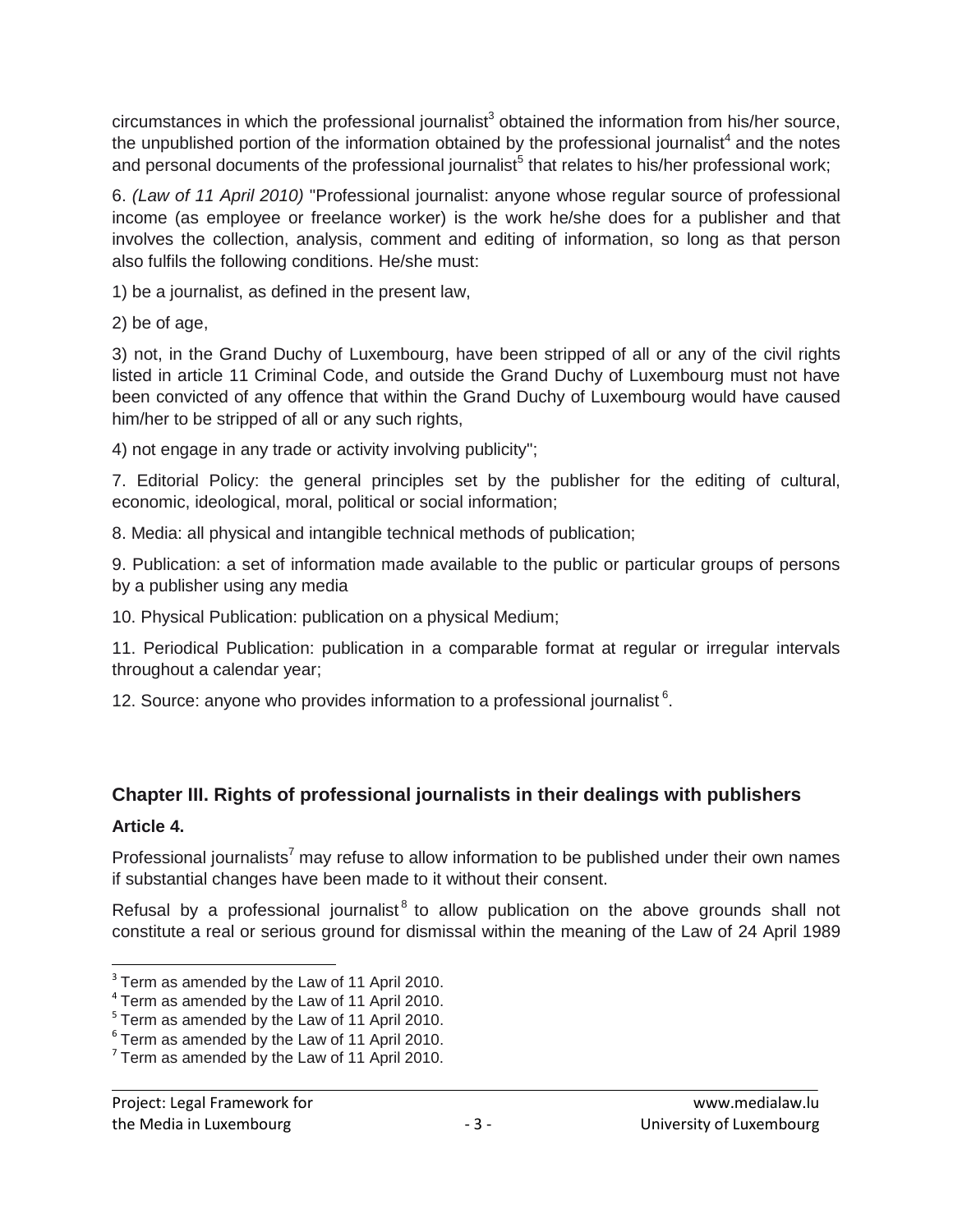circumstances in which the professional journalist[3] obtained the information from his/her source, the unpublished portion of the information obtained by the professional journalist[4] and the notes and personal documents of the professional journalist[5] that relates to his/her professional work;

6. *(Law of 11 April 2010)* "Professional journalist: anyone whose regular source of professional income (as employee or freelance worker) is the work he/she does for a publisher and that involves the collection, analysis, comment and editing of information, so long as that person also fulfils the following conditions. He/she must:

1) be a journalist, as defined in the present law,

2) be of age,

3) not, in the Grand Duchy of Luxembourg, have been stripped of all or any of the civil rights listed in article 11 Criminal Code, and outside the Grand Duchy of Luxembourg must not have been convicted of any offence that within the Grand Duchy of Luxembourg would have caused him/her to be stripped of all or any such rights,

4) not engage in any trade or activity involving publicity";

7. Editorial Policy: the general principles set by the publisher for the editing of cultural, economic, ideological, moral, political or social information;

8. Media: all physical and intangible technical methods of publication;

9. Publication: a set of information made available to the public or particular groups of persons by a publisher using any media

10. Physical Publication: publication on a physical Medium;

11. Periodical Publication: publication in a comparable format at regular or irregular intervals throughout a calendar year;

12. Source: anyone who provides information to a professional journalist[6].

## Chapter III. Rights of professional journalists in their dealings with publishers

### Article 4.

Professional journalists[7] may refuse to allow information to be published under their own names if substantial changes have been made to it without their consent.

Refusal by a professional journalist[8] to allow publication on the above grounds shall not constitute a real or serious ground for dismissal within the meaning of the Law of 24 April 1989

---

[3] Term as amended by the Law of 11 April 2010.
[4] Term as amended by the Law of 11 April 2010.
[5] Term as amended by the Law of 11 April 2010.
[6] Term as amended by the Law of 11 April 2010.
[7] Term as amended by the Law of 11 April 2010.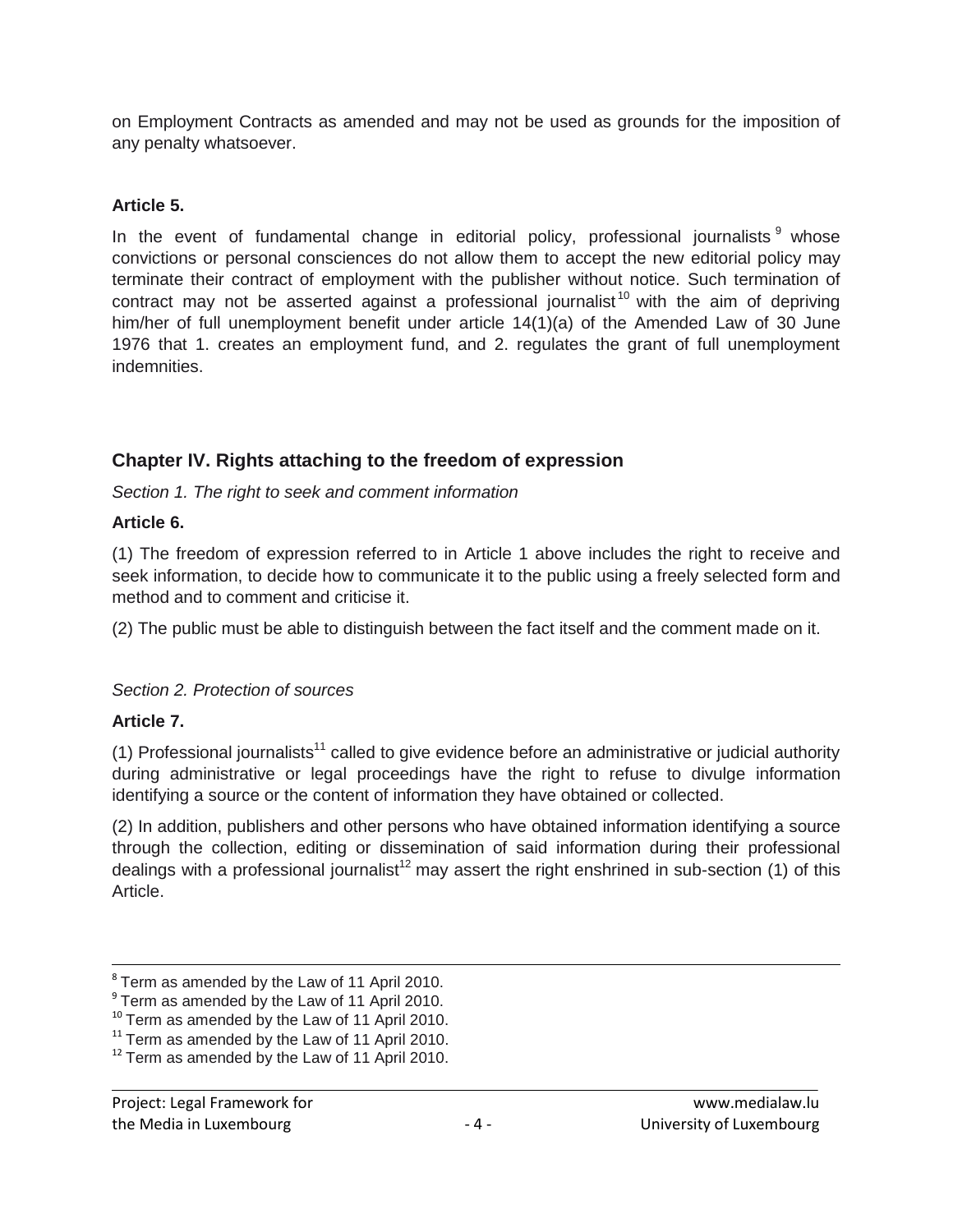on Employment Contracts as amended and may not be used as grounds for the imposition of any penalty whatsoever.

**Article 5.**

In the event of fundamental change in editorial policy, professional journalists [9] whose convictions or personal consciences do not allow them to accept the new editorial policy may terminate their contract of employment with the publisher without notice. Such termination of contract may not be asserted against a professional journalist [10] with the aim of depriving him/her of full unemployment benefit under article 14(1)(a) of the Amended Law of 30 June 1976 that 1. creates an employment fund, and 2. regulates the grant of full unemployment indemnities.

## Chapter IV. Rights attaching to the freedom of expression

*Section 1. The right to seek and comment information*

**Article 6.**

(1) The freedom of expression referred to in Article 1 above includes the right to receive and seek information, to decide how to communicate it to the public using a freely selected form and method and to comment and criticise it.

(2) The public must be able to distinguish between the fact itself and the comment made on it.

*Section 2. Protection of sources*

**Article 7.**

(1) Professional journalists[11] called to give evidence before an administrative or judicial authority during administrative or legal proceedings have the right to refuse to divulge information identifying a source or the content of information they have obtained or collected.

(2) In addition, publishers and other persons who have obtained information identifying a source through the collection, editing or dissemination of said information during their professional dealings with a professional journalist[12] may assert the right enshrined in sub-section (1) of this Article.

---

[8] Term as amended by the Law of 11 April 2010.
[9] Term as amended by the Law of 11 April 2010.
[10] Term as amended by the Law of 11 April 2010.
[11] Term as amended by the Law of 11 April 2010.
[12] Term as amended by the Law of 11 April 2010.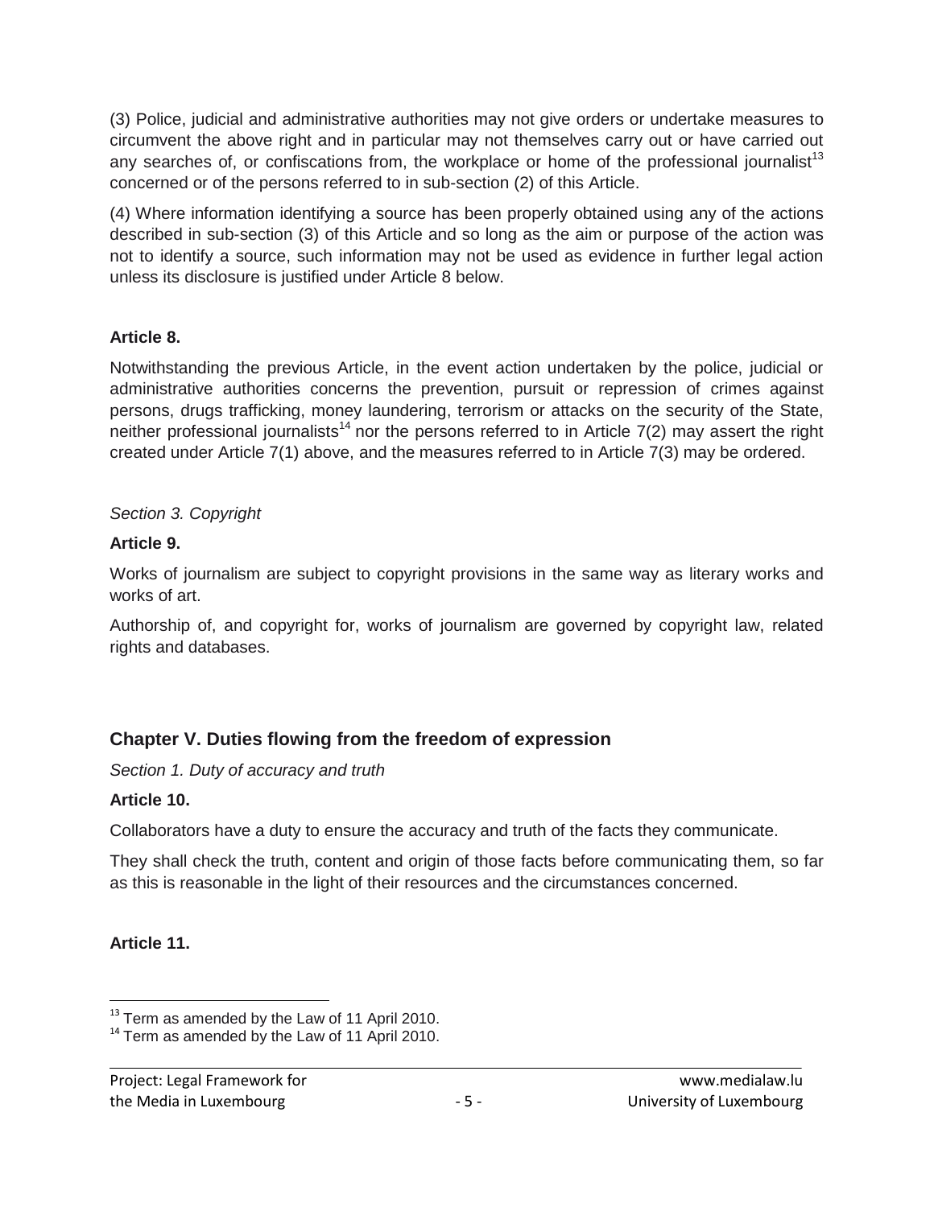(3) Police, judicial and administrative authorities may not give orders or undertake measures to circumvent the above right and in particular may not themselves carry out or have carried out any searches of, or confiscations from, the workplace or home of the professional journalist[13] concerned or of the persons referred to in sub-section (2) of this Article.

(4) Where information identifying a source has been properly obtained using any of the actions described in sub-section (3) of this Article and so long as the aim or purpose of the action was not to identify a source, such information may not be used as evidence in further legal action unless its disclosure is justified under Article 8 below.

**Article 8.**

Notwithstanding the previous Article, in the event action undertaken by the police, judicial or administrative authorities concerns the prevention, pursuit or repression of crimes against persons, drugs trafficking, money laundering, terrorism or attacks on the security of the State, neither professional journalists[14] nor the persons referred to in Article 7(2) may assert the right created under Article 7(1) above, and the measures referred to in Article 7(3) may be ordered.

*Section 3. Copyright*

**Article 9.**

Works of journalism are subject to copyright provisions in the same way as literary works and works of art.

Authorship of, and copyright for, works of journalism are governed by copyright law, related rights and databases.

## Chapter V. Duties flowing from the freedom of expression

*Section 1. Duty of accuracy and truth*

**Article 10.**

Collaborators have a duty to ensure the accuracy and truth of the facts they communicate.

They shall check the truth, content and origin of those facts before communicating them, so far as this is reasonable in the light of their resources and the circumstances concerned.

**Article 11.**

[13] Term as amended by the Law of 11 April 2010.

[14] Term as amended by the Law of 11 April 2010.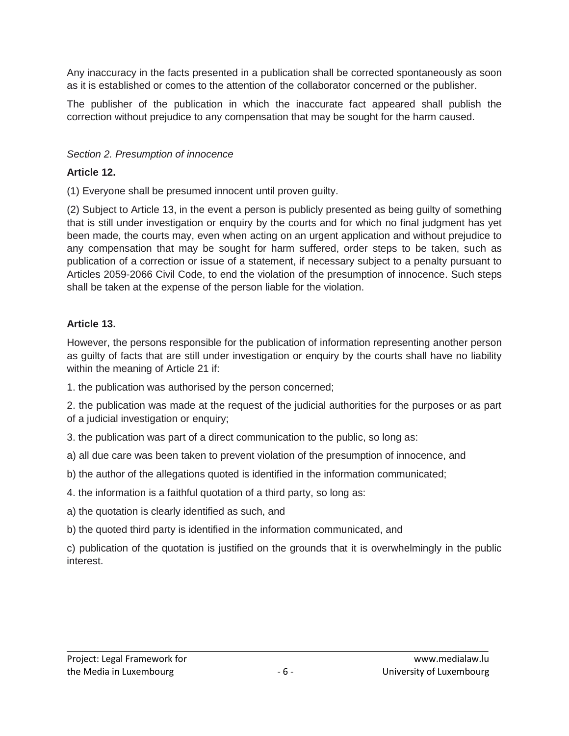Any inaccuracy in the facts presented in a publication shall be corrected spontaneously as soon as it is established or comes to the attention of the collaborator concerned or the publisher.

The publisher of the publication in which the inaccurate fact appeared shall publish the correction without prejudice to any compensation that may be sought for the harm caused.

*Section 2. Presumption of innocence*

**Article 12.**

(1) Everyone shall be presumed innocent until proven guilty.

(2) Subject to Article 13, in the event a person is publicly presented as being guilty of something that is still under investigation or enquiry by the courts and for which no final judgment has yet been made, the courts may, even when acting on an urgent application and without prejudice to any compensation that may be sought for harm suffered, order steps to be taken, such as publication of a correction or issue of a statement, if necessary subject to a penalty pursuant to Articles 2059-2066 Civil Code, to end the violation of the presumption of innocence. Such steps shall be taken at the expense of the person liable for the violation.

**Article 13.**

However, the persons responsible for the publication of information representing another person as guilty of facts that are still under investigation or enquiry by the courts shall have no liability within the meaning of Article 21 if:

1. the publication was authorised by the person concerned;

2. the publication was made at the request of the judicial authorities for the purposes or as part of a judicial investigation or enquiry;

3. the publication was part of a direct communication to the public, so long as:

a) all due care was been taken to prevent violation of the presumption of innocence, and

b) the author of the allegations quoted is identified in the information communicated;

4. the information is a faithful quotation of a third party, so long as:

a) the quotation is clearly identified as such, and

b) the quoted third party is identified in the information communicated, and

c) publication of the quotation is justified on the grounds that it is overwhelmingly in the public interest.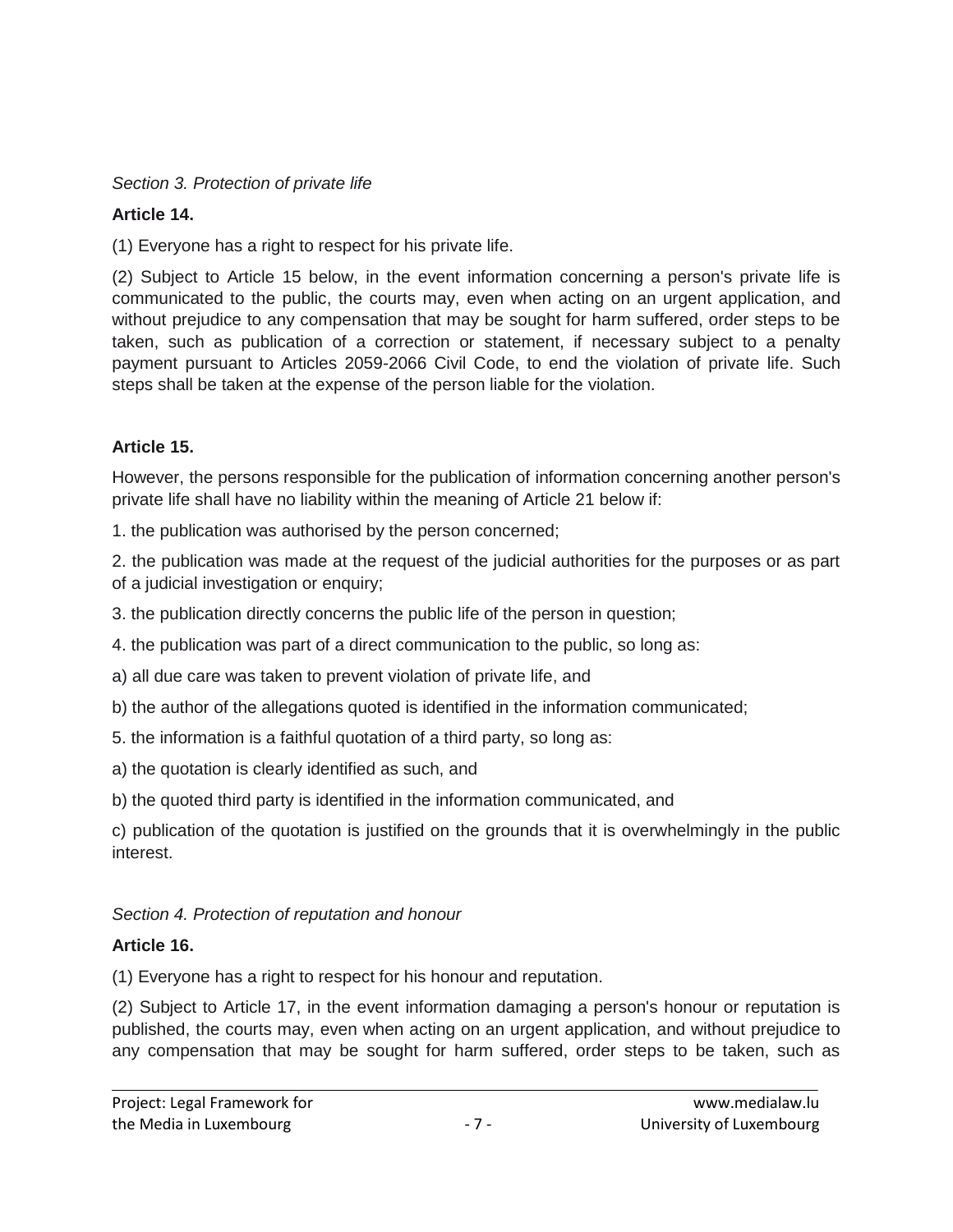*Section 3. Protection of private life*

**Article 14.**

(1) Everyone has a right to respect for his private life.

(2) Subject to Article 15 below, in the event information concerning a person's private life is communicated to the public, the courts may, even when acting on an urgent application, and without prejudice to any compensation that may be sought for harm suffered, order steps to be taken, such as publication of a correction or statement, if necessary subject to a penalty payment pursuant to Articles 2059-2066 Civil Code, to end the violation of private life. Such steps shall be taken at the expense of the person liable for the violation.

**Article 15.**

However, the persons responsible for the publication of information concerning another person's private life shall have no liability within the meaning of Article 21 below if:

1. the publication was authorised by the person concerned;

2. the publication was made at the request of the judicial authorities for the purposes or as part of a judicial investigation or enquiry;

3. the publication directly concerns the public life of the person in question;

4. the publication was part of a direct communication to the public, so long as:

a) all due care was taken to prevent violation of private life, and

b) the author of the allegations quoted is identified in the information communicated;

5. the information is a faithful quotation of a third party, so long as:

a) the quotation is clearly identified as such, and

b) the quoted third party is identified in the information communicated, and

c) publication of the quotation is justified on the grounds that it is overwhelmingly in the public interest.

*Section 4. Protection of reputation and honour*

**Article 16.**

(1) Everyone has a right to respect for his honour and reputation.

(2) Subject to Article 17, in the event information damaging a person's honour or reputation is published, the courts may, even when acting on an urgent application, and without prejudice to any compensation that may be sought for harm suffered, order steps to be taken, such as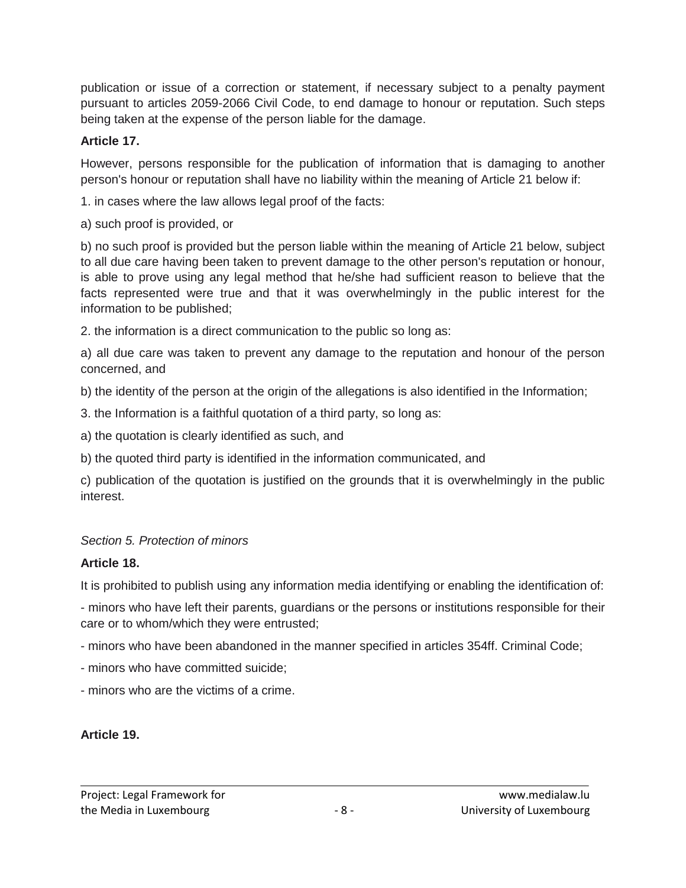publication or issue of a correction or statement, if necessary subject to a penalty payment pursuant to articles 2059-2066 Civil Code, to end damage to honour or reputation. Such steps being taken at the expense of the person liable for the damage.

**Article 17.**

However, persons responsible for the publication of information that is damaging to another person's honour or reputation shall have no liability within the meaning of Article 21 below if:

1. in cases where the law allows legal proof of the facts:

a) such proof is provided, or

b) no such proof is provided but the person liable within the meaning of Article 21 below, subject to all due care having been taken to prevent damage to the other person's reputation or honour, is able to prove using any legal method that he/she had sufficient reason to believe that the facts represented were true and that it was overwhelmingly in the public interest for the information to be published;

2. the information is a direct communication to the public so long as:

a) all due care was taken to prevent any damage to the reputation and honour of the person concerned, and

b) the identity of the person at the origin of the allegations is also identified in the Information;

3. the Information is a faithful quotation of a third party, so long as:

a) the quotation is clearly identified as such, and

b) the quoted third party is identified in the information communicated, and

c) publication of the quotation is justified on the grounds that it is overwhelmingly in the public interest.

*Section 5. Protection of minors*

**Article 18.**

It is prohibited to publish using any information media identifying or enabling the identification of:

- minors who have left their parents, guardians or the persons or institutions responsible for their care or to whom/which they were entrusted;
- minors who have been abandoned in the manner specified in articles 354ff. Criminal Code;
- minors who have committed suicide;
- minors who are the victims of a crime.

**Article 19.**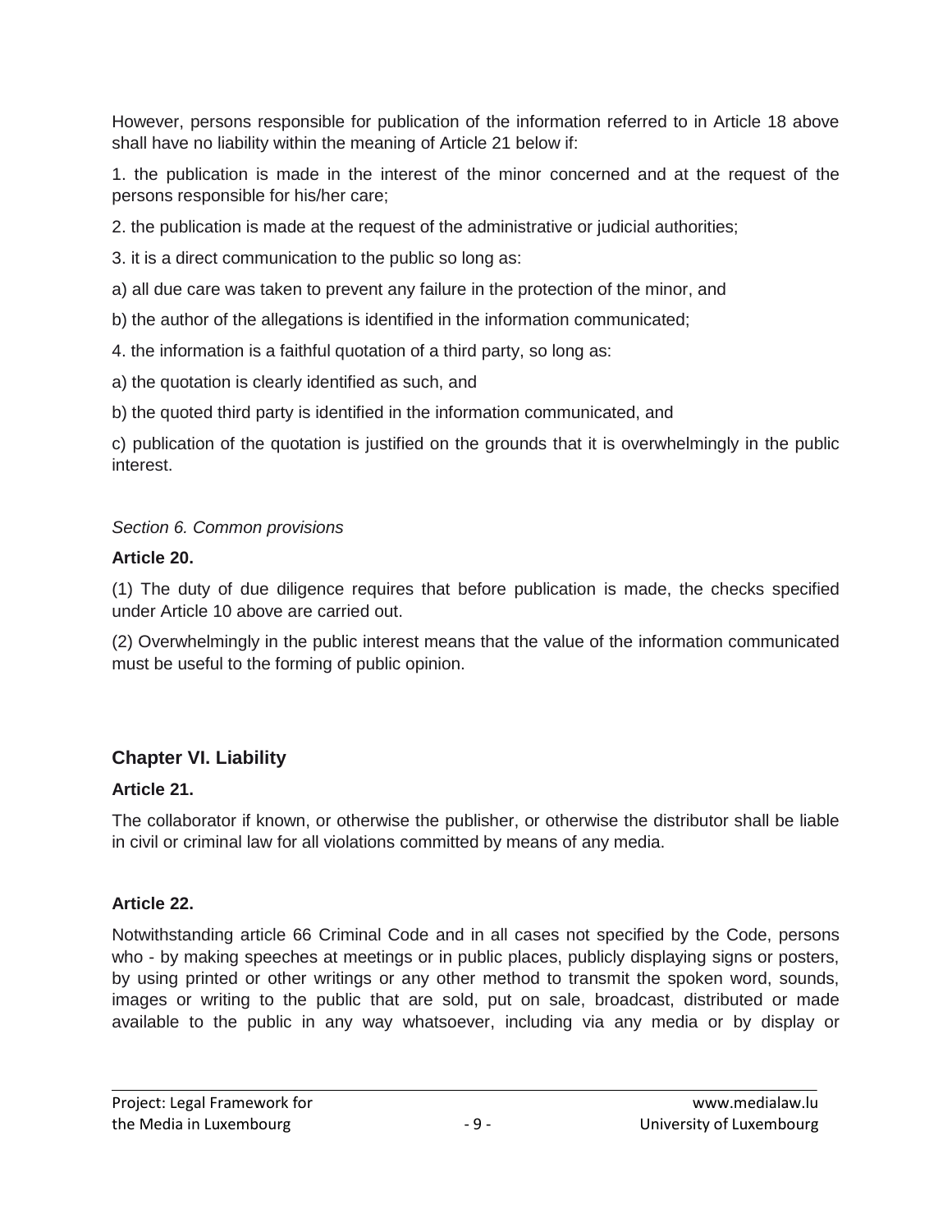However, persons responsible for publication of the information referred to in Article 18 above shall have no liability within the meaning of Article 21 below if:

1. the publication is made in the interest of the minor concerned and at the request of the persons responsible for his/her care;

2. the publication is made at the request of the administrative or judicial authorities;

3. it is a direct communication to the public so long as:

a) all due care was taken to prevent any failure in the protection of the minor, and

b) the author of the allegations is identified in the information communicated;

4. the information is a faithful quotation of a third party, so long as:

a) the quotation is clearly identified as such, and

b) the quoted third party is identified in the information communicated, and

c) publication of the quotation is justified on the grounds that it is overwhelmingly in the public interest.

*Section 6. Common provisions*

**Article 20.**

(1) The duty of due diligence requires that before publication is made, the checks specified under Article 10 above are carried out.

(2) Overwhelmingly in the public interest means that the value of the information communicated must be useful to the forming of public opinion.

## Chapter VI. Liability

**Article 21.**

The collaborator if known, or otherwise the publisher, or otherwise the distributor shall be liable in civil or criminal law for all violations committed by means of any media.

**Article 22.**

Notwithstanding article 66 Criminal Code and in all cases not specified by the Code, persons who - by making speeches at meetings or in public places, publicly displaying signs or posters, by using printed or other writings or any other method to transmit the spoken word, sounds, images or writing to the public that are sold, put on sale, broadcast, distributed or made available to the public in any way whatsoever, including via any media or by display or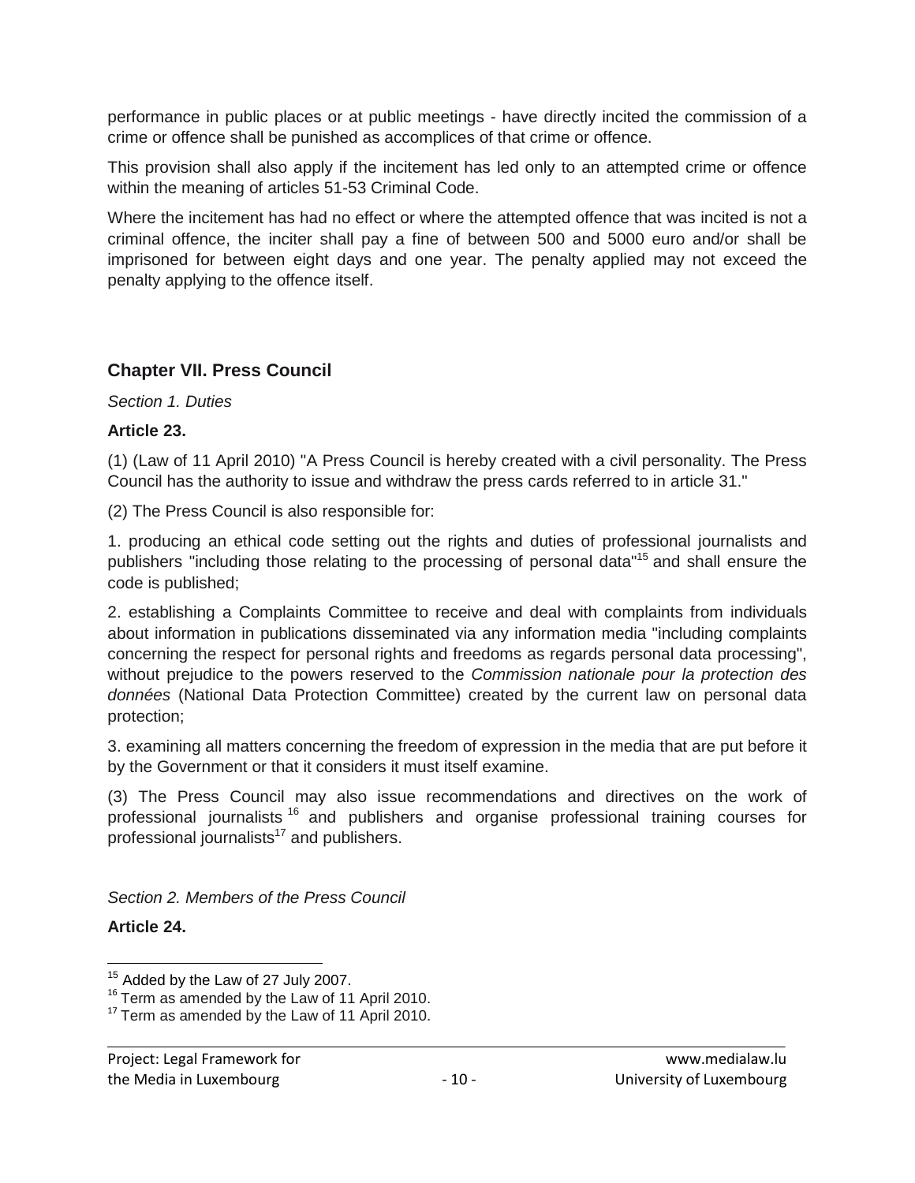performance in public places or at public meetings - have directly incited the commission of a crime or offence shall be punished as accomplices of that crime or offence.

This provision shall also apply if the incitement has led only to an attempted crime or offence within the meaning of articles 51-53 Criminal Code.

Where the incitement has had no effect or where the attempted offence that was incited is not a criminal offence, the inciter shall pay a fine of between 500 and 5000 euro and/or shall be imprisoned for between eight days and one year. The penalty applied may not exceed the penalty applying to the offence itself.

## Chapter VII. Press Council

*Section 1. Duties*

**Article 23.**

(1) (Law of 11 April 2010) "A Press Council is hereby created with a civil personality. The Press Council has the authority to issue and withdraw the press cards referred to in article 31."

(2) The Press Council is also responsible for:

1. producing an ethical code setting out the rights and duties of professional journalists and publishers "including those relating to the processing of personal data"[15] and shall ensure the code is published;

2. establishing a Complaints Committee to receive and deal with complaints from individuals about information in publications disseminated via any information media "including complaints concerning the respect for personal rights and freedoms as regards personal data processing", without prejudice to the powers reserved to the *Commission nationale pour la protection des données* (National Data Protection Committee) created by the current law on personal data protection;

3. examining all matters concerning the freedom of expression in the media that are put before it by the Government or that it considers it must itself examine.

(3) The Press Council may also issue recommendations and directives on the work of professional journalists[16] and publishers and organise professional training courses for professional journalists[17] and publishers.

*Section 2. Members of the Press Council*

**Article 24.**

---

[15] Added by the Law of 27 July 2007.

[16] Term as amended by the Law of 11 April 2010.

[17] Term as amended by the Law of 11 April 2010.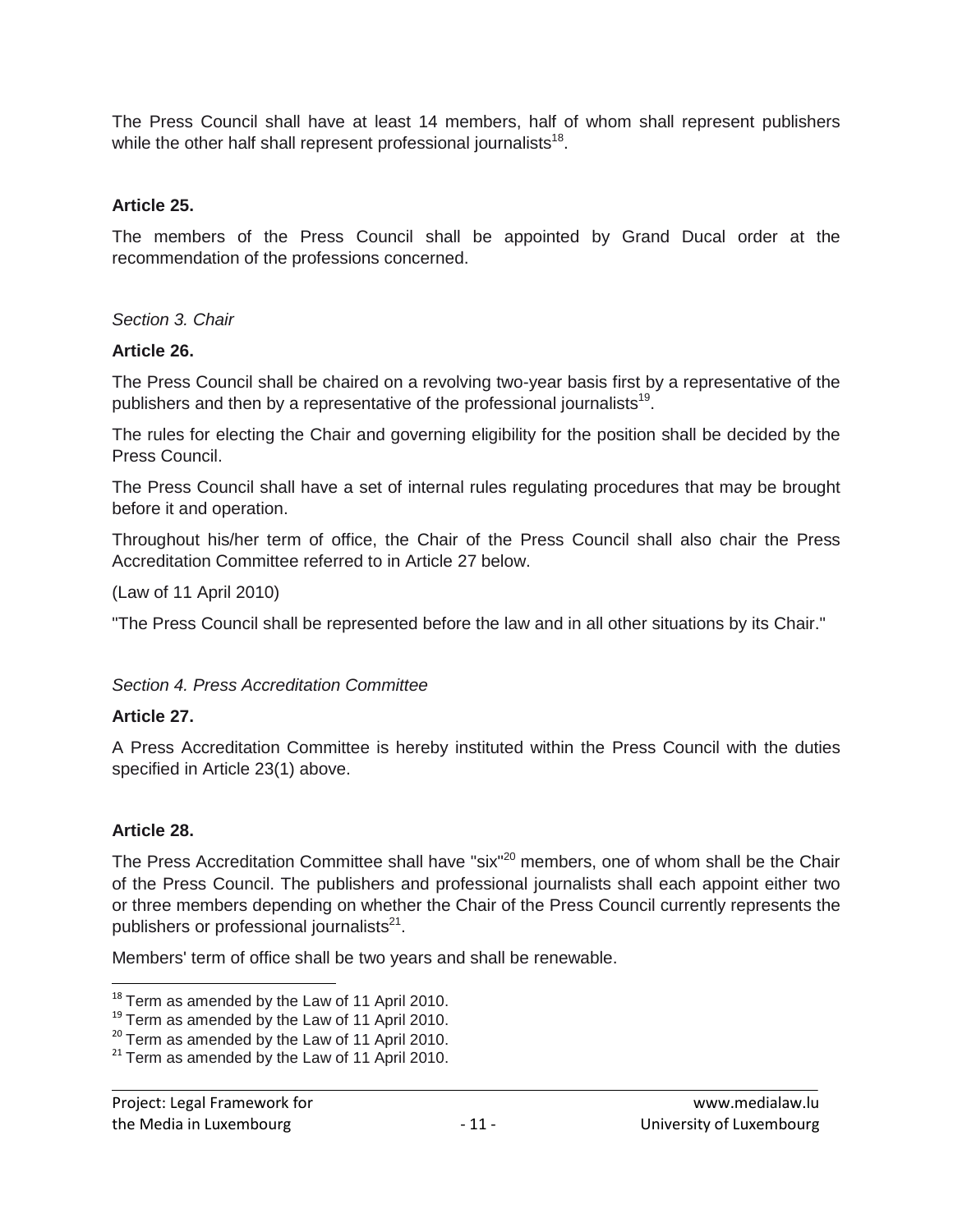The Press Council shall have at least 14 members, half of whom shall represent publishers while the other half shall represent professional journalists[18].

**Article 25.**

The members of the Press Council shall be appointed by Grand Ducal order at the recommendation of the professions concerned.

*Section 3. Chair*

**Article 26.**

The Press Council shall be chaired on a revolving two-year basis first by a representative of the publishers and then by a representative of the professional journalists[19].

The rules for electing the Chair and governing eligibility for the position shall be decided by the Press Council.

The Press Council shall have a set of internal rules regulating procedures that may be brought before it and operation.

Throughout his/her term of office, the Chair of the Press Council shall also chair the Press Accreditation Committee referred to in Article 27 below.

(Law of 11 April 2010)

"The Press Council shall be represented before the law and in all other situations by its Chair."

*Section 4. Press Accreditation Committee*

**Article 27.**

A Press Accreditation Committee is hereby instituted within the Press Council with the duties specified in Article 23(1) above.

**Article 28.**

The Press Accreditation Committee shall have "six"[20] members, one of whom shall be the Chair of the Press Council. The publishers and professional journalists shall each appoint either two or three members depending on whether the Chair of the Press Council currently represents the publishers or professional journalists[21].

Members' term of office shall be two years and shall be renewable.

---

[18] Term as amended by the Law of 11 April 2010.
[19] Term as amended by the Law of 11 April 2010.
[20] Term as amended by the Law of 11 April 2010.
[21] Term as amended by the Law of 11 April 2010.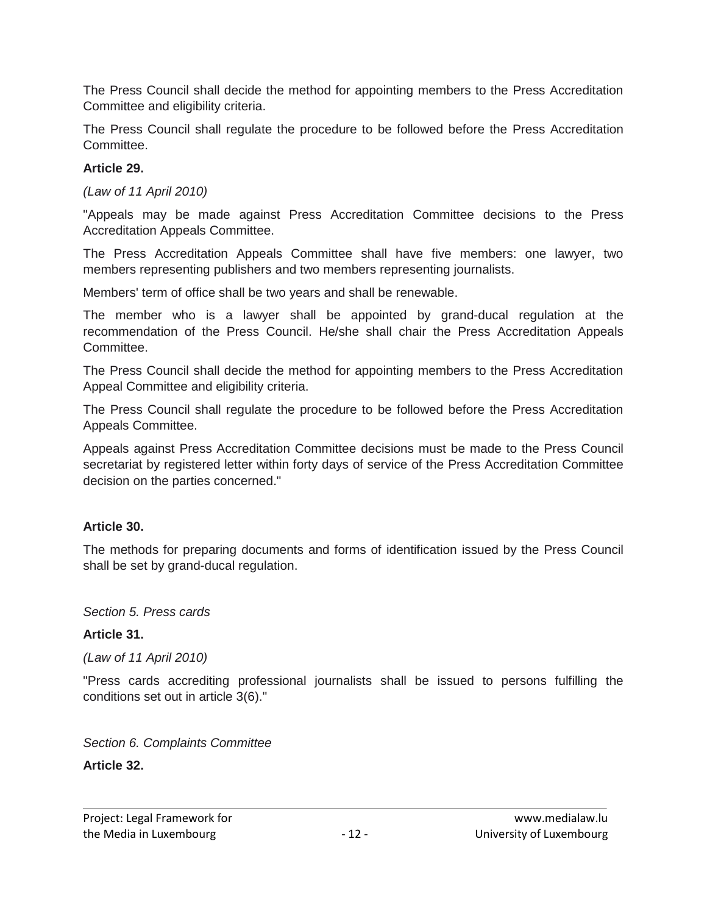The Press Council shall decide the method for appointing members to the Press Accreditation Committee and eligibility criteria.

The Press Council shall regulate the procedure to be followed before the Press Accreditation Committee.

**Article 29.**

*(Law of 11 April 2010)*

"Appeals may be made against Press Accreditation Committee decisions to the Press Accreditation Appeals Committee.

The Press Accreditation Appeals Committee shall have five members: one lawyer, two members representing publishers and two members representing journalists.

Members' term of office shall be two years and shall be renewable.

The member who is a lawyer shall be appointed by grand-ducal regulation at the recommendation of the Press Council. He/she shall chair the Press Accreditation Appeals Committee.

The Press Council shall decide the method for appointing members to the Press Accreditation Appeal Committee and eligibility criteria.

The Press Council shall regulate the procedure to be followed before the Press Accreditation Appeals Committee.

Appeals against Press Accreditation Committee decisions must be made to the Press Council secretariat by registered letter within forty days of service of the Press Accreditation Committee decision on the parties concerned."

**Article 30.**

The methods for preparing documents and forms of identification issued by the Press Council shall be set by grand-ducal regulation.

*Section 5. Press cards*

**Article 31.**

*(Law of 11 April 2010)*

"Press cards accrediting professional journalists shall be issued to persons fulfilling the conditions set out in article 3(6)."

*Section 6. Complaints Committee*

**Article 32.**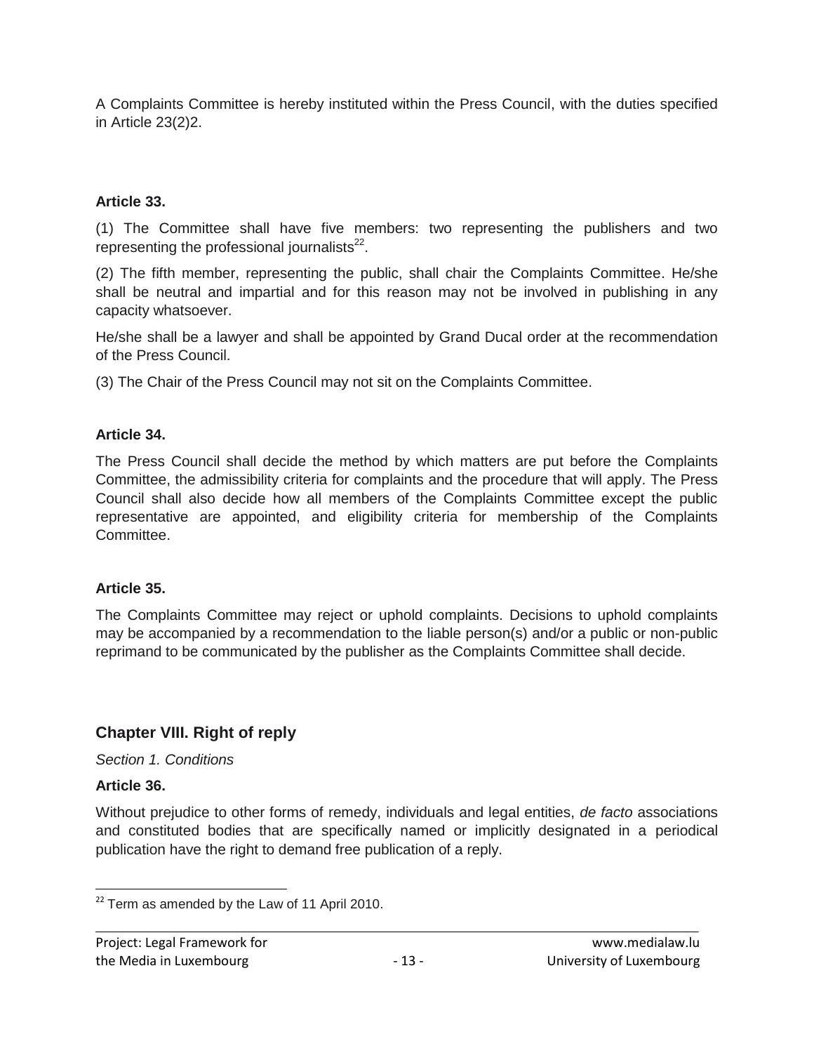A Complaints Committee is hereby instituted within the Press Council, with the duties specified in Article 23(2)2.

### Article 33.

(1) The Committee shall have five members: two representing the publishers and two representing the professional journalists[22].

(2) The fifth member, representing the public, shall chair the Complaints Committee. He/she shall be neutral and impartial and for this reason may not be involved in publishing in any capacity whatsoever.

He/she shall be a lawyer and shall be appointed by Grand Ducal order at the recommendation of the Press Council.

(3) The Chair of the Press Council may not sit on the Complaints Committee.

### Article 34.

The Press Council shall decide the method by which matters are put before the Complaints Committee, the admissibility criteria for complaints and the procedure that will apply. The Press Council shall also decide how all members of the Complaints Committee except the public representative are appointed, and eligibility criteria for membership of the Complaints Committee.

### Article 35.

The Complaints Committee may reject or uphold complaints. Decisions to uphold complaints may be accompanied by a recommendation to the liable person(s) and/or a public or non-public reprimand to be communicated by the publisher as the Complaints Committee shall decide.

## Chapter VIII. Right of reply

*Section 1. Conditions*

### Article 36.

Without prejudice to other forms of remedy, individuals and legal entities, *de facto* associations and constituted bodies that are specifically named or implicitly designated in a periodical publication have the right to demand free publication of a reply.

[22] Term as amended by the Law of 11 April 2010.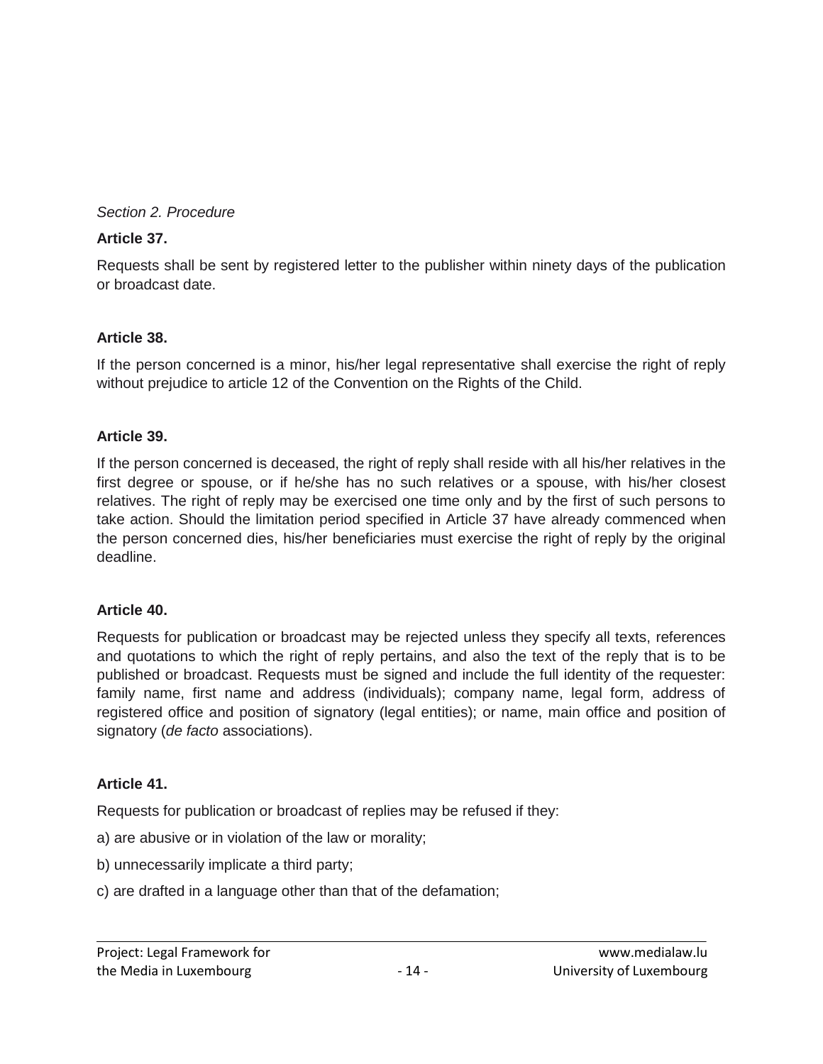*Section 2. Procedure*

**Article 37.**

Requests shall be sent by registered letter to the publisher within ninety days of the publication or broadcast date.

**Article 38.**

If the person concerned is a minor, his/her legal representative shall exercise the right of reply without prejudice to article 12 of the Convention on the Rights of the Child.

**Article 39.**

If the person concerned is deceased, the right of reply shall reside with all his/her relatives in the first degree or spouse, or if he/she has no such relatives or a spouse, with his/her closest relatives. The right of reply may be exercised one time only and by the first of such persons to take action. Should the limitation period specified in Article 37 have already commenced when the person concerned dies, his/her beneficiaries must exercise the right of reply by the original deadline.

**Article 40.**

Requests for publication or broadcast may be rejected unless they specify all texts, references and quotations to which the right of reply pertains, and also the text of the reply that is to be published or broadcast. Requests must be signed and include the full identity of the requester: family name, first name and address (individuals); company name, legal form, address of registered office and position of signatory (legal entities); or name, main office and position of signatory (*de facto* associations).

**Article 41.**

Requests for publication or broadcast of replies may be refused if they:

a) are abusive or in violation of the law or morality;

b) unnecessarily implicate a third party;

c) are drafted in a language other than that of the defamation;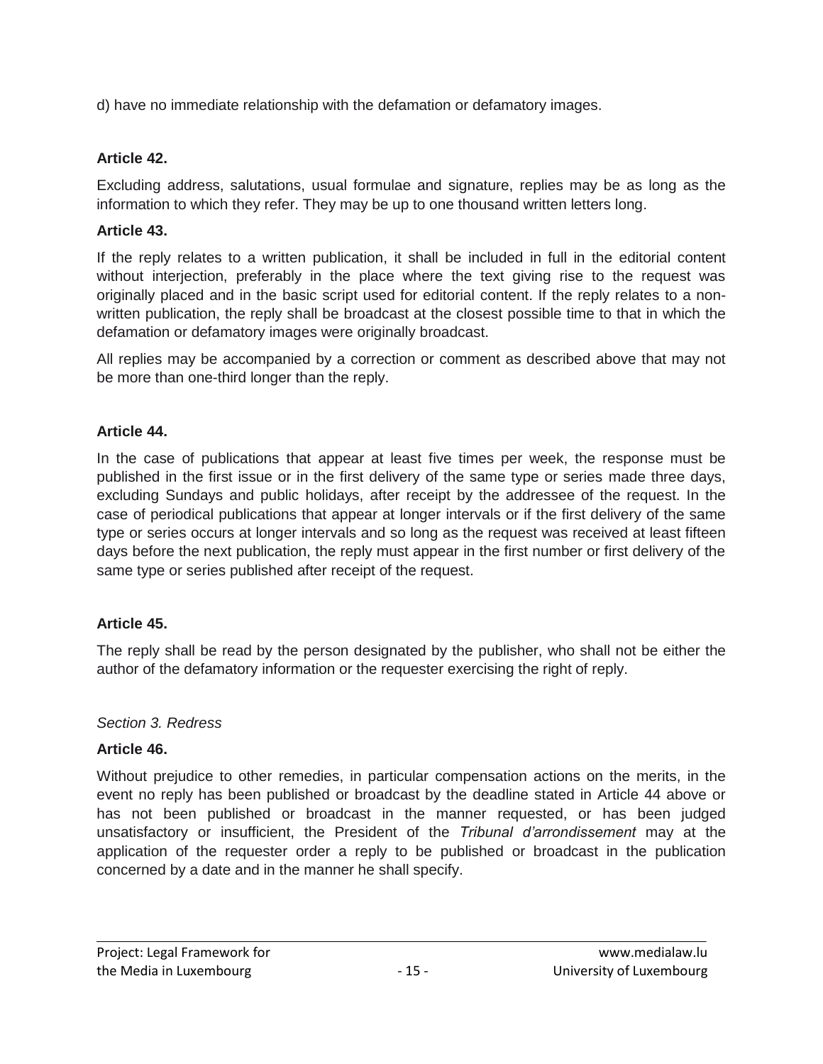d) have no immediate relationship with the defamation or defamatory images.

**Article 42.**

Excluding address, salutations, usual formulae and signature, replies may be as long as the information to which they refer. They may be up to one thousand written letters long.

**Article 43.**

If the reply relates to a written publication, it shall be included in full in the editorial content without interjection, preferably in the place where the text giving rise to the request was originally placed and in the basic script used for editorial content. If the reply relates to a non-written publication, the reply shall be broadcast at the closest possible time to that in which the defamation or defamatory images were originally broadcast.

All replies may be accompanied by a correction or comment as described above that may not be more than one-third longer than the reply.

**Article 44.**

In the case of publications that appear at least five times per week, the response must be published in the first issue or in the first delivery of the same type or series made three days, excluding Sundays and public holidays, after receipt by the addressee of the request. In the case of periodical publications that appear at longer intervals or if the first delivery of the same type or series occurs at longer intervals and so long as the request was received at least fifteen days before the next publication, the reply must appear in the first number or first delivery of the same type or series published after receipt of the request.

**Article 45.**

The reply shall be read by the person designated by the publisher, who shall not be either the author of the defamatory information or the requester exercising the right of reply.

*Section 3. Redress*

**Article 46.**

Without prejudice to other remedies, in particular compensation actions on the merits, in the event no reply has been published or broadcast by the deadline stated in Article 44 above or has not been published or broadcast in the manner requested, or has been judged unsatisfactory or insufficient, the President of the *Tribunal d'arrondissement* may at the application of the requester order a reply to be published or broadcast in the publication concerned by a date and in the manner he shall specify.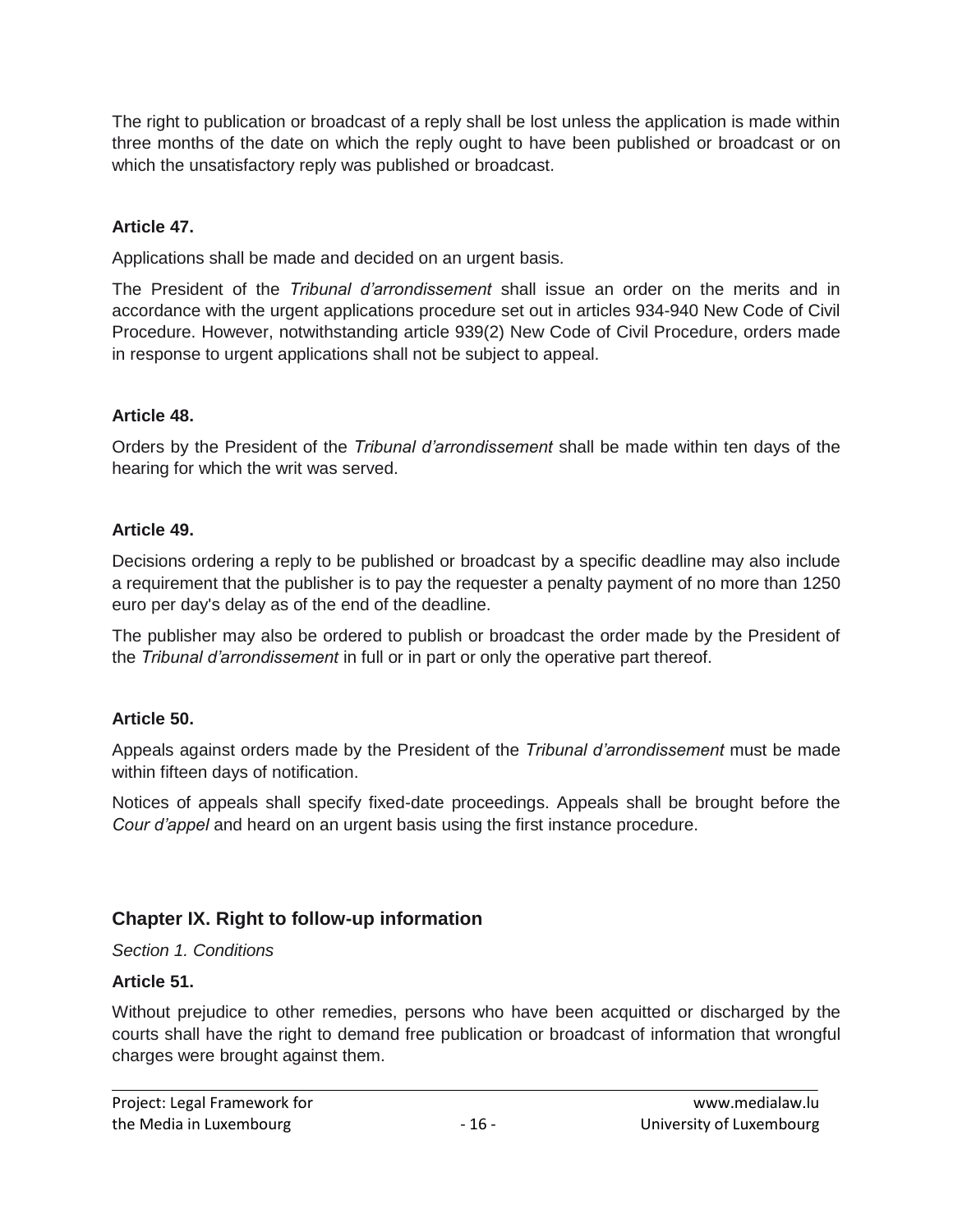The right to publication or broadcast of a reply shall be lost unless the application is made within three months of the date on which the reply ought to have been published or broadcast or on which the unsatisfactory reply was published or broadcast.

### Article 47.

Applications shall be made and decided on an urgent basis.

The President of the *Tribunal d'arrondissement* shall issue an order on the merits and in accordance with the urgent applications procedure set out in articles 934-940 New Code of Civil Procedure. However, notwithstanding article 939(2) New Code of Civil Procedure, orders made in response to urgent applications shall not be subject to appeal.

### Article 48.

Orders by the President of the *Tribunal d'arrondissement* shall be made within ten days of the hearing for which the writ was served.

### Article 49.

Decisions ordering a reply to be published or broadcast by a specific deadline may also include a requirement that the publisher is to pay the requester a penalty payment of no more than 1250 euro per day's delay as of the end of the deadline.

The publisher may also be ordered to publish or broadcast the order made by the President of the *Tribunal d'arrondissement* in full or in part or only the operative part thereof.

### Article 50.

Appeals against orders made by the President of the *Tribunal d'arrondissement* must be made within fifteen days of notification.

Notices of appeals shall specify fixed-date proceedings. Appeals shall be brought before the *Cour d'appel* and heard on an urgent basis using the first instance procedure.

## Chapter IX. Right to follow-up information

*Section 1. Conditions*

### Article 51.

Without prejudice to other remedies, persons who have been acquitted or discharged by the courts shall have the right to demand free publication or broadcast of information that wrongful charges were brought against them.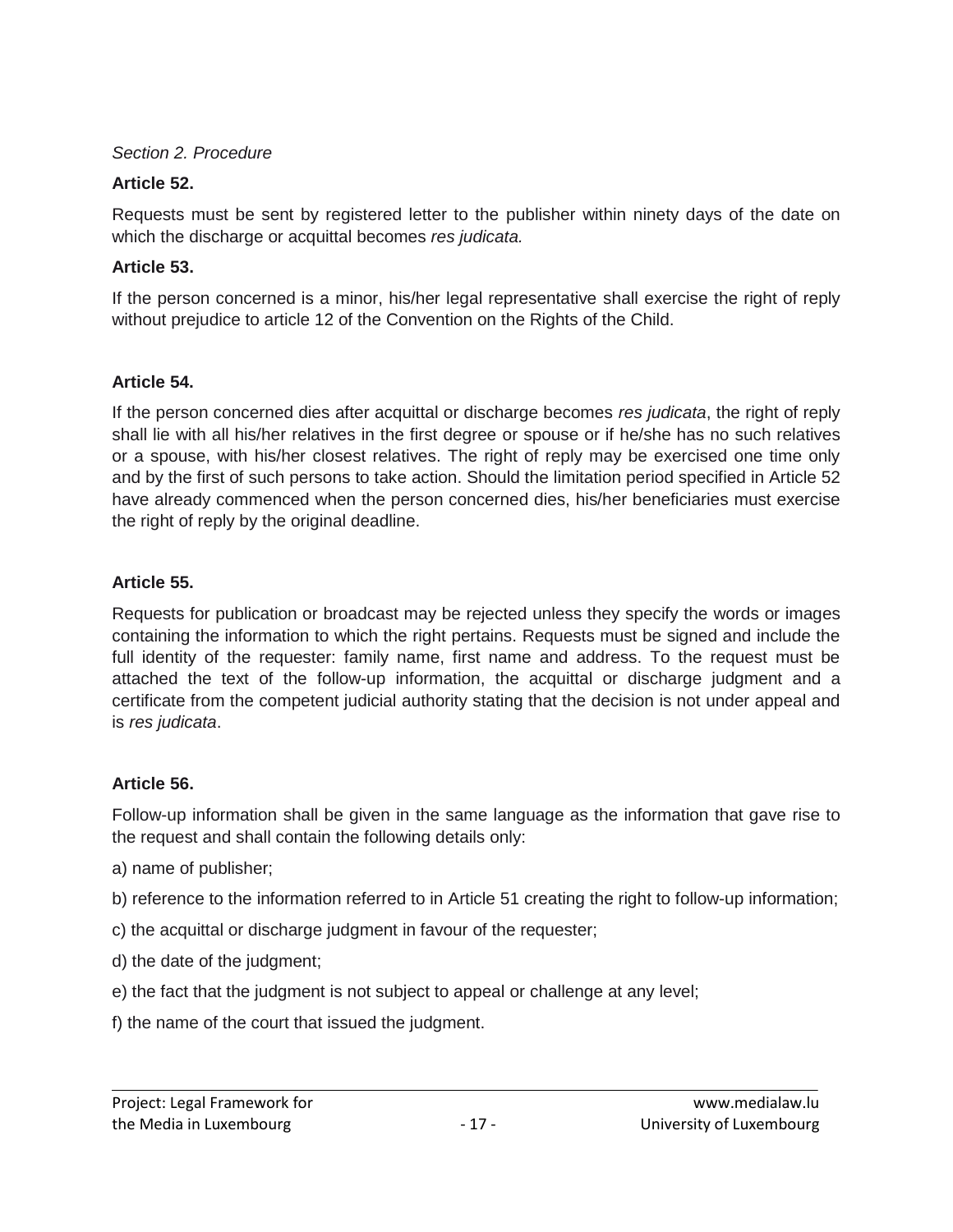*Section 2. Procedure*

**Article 52.**

Requests must be sent by registered letter to the publisher within ninety days of the date on which the discharge or acquittal becomes *res judicata.*

**Article 53.**

If the person concerned is a minor, his/her legal representative shall exercise the right of reply without prejudice to article 12 of the Convention on the Rights of the Child.

**Article 54.**

If the person concerned dies after acquittal or discharge becomes *res judicata*, the right of reply shall lie with all his/her relatives in the first degree or spouse or if he/she has no such relatives or a spouse, with his/her closest relatives. The right of reply may be exercised one time only and by the first of such persons to take action. Should the limitation period specified in Article 52 have already commenced when the person concerned dies, his/her beneficiaries must exercise the right of reply by the original deadline.

**Article 55.**

Requests for publication or broadcast may be rejected unless they specify the words or images containing the information to which the right pertains. Requests must be signed and include the full identity of the requester: family name, first name and address. To the request must be attached the text of the follow-up information, the acquittal or discharge judgment and a certificate from the competent judicial authority stating that the decision is not under appeal and is *res judicata*.

**Article 56.**

Follow-up information shall be given in the same language as the information that gave rise to the request and shall contain the following details only:

a) name of publisher;

b) reference to the information referred to in Article 51 creating the right to follow-up information;

c) the acquittal or discharge judgment in favour of the requester;

d) the date of the judgment;

e) the fact that the judgment is not subject to appeal or challenge at any level;

f) the name of the court that issued the judgment.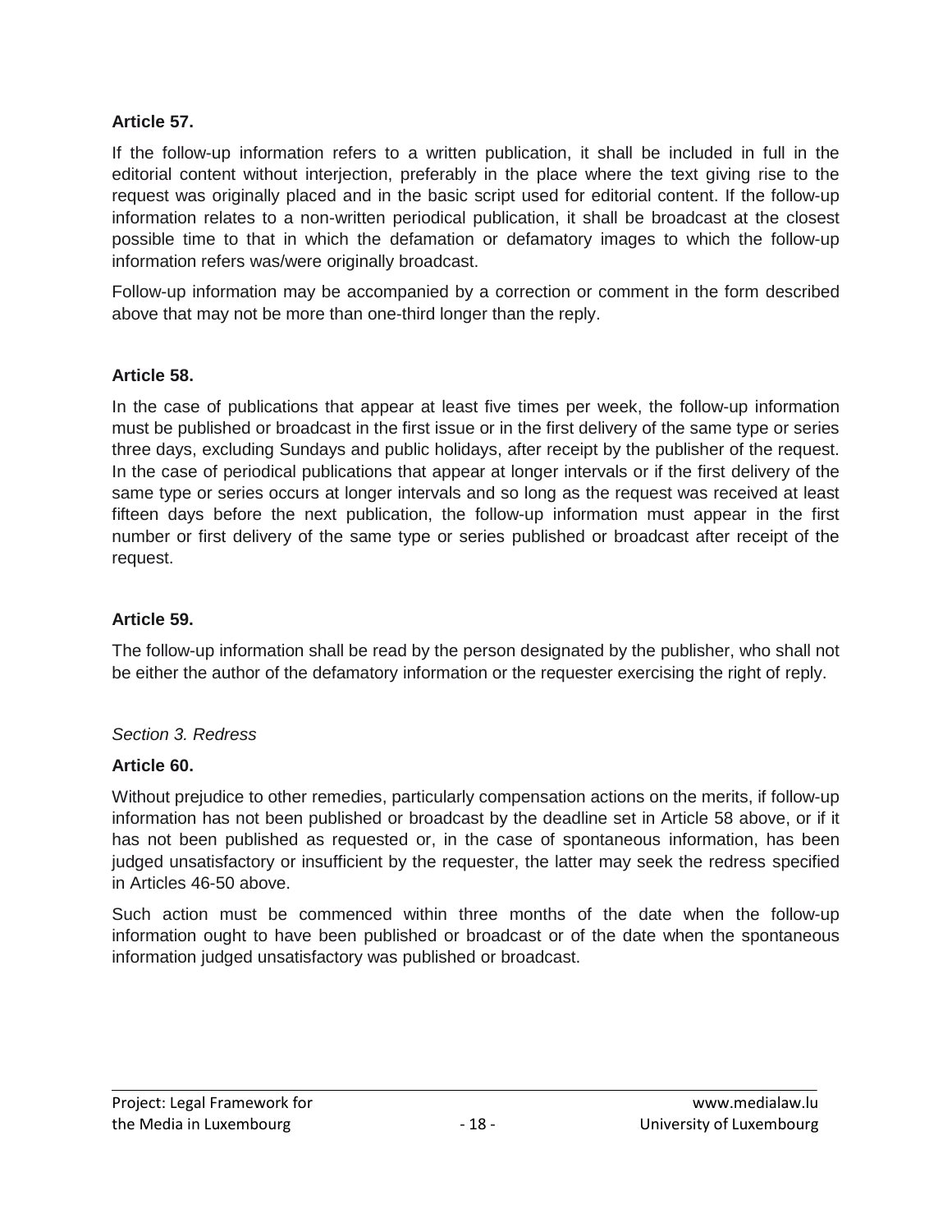**Article 57.**

If the follow-up information refers to a written publication, it shall be included in full in the editorial content without interjection, preferably in the place where the text giving rise to the request was originally placed and in the basic script used for editorial content. If the follow-up information relates to a non-written periodical publication, it shall be broadcast at the closest possible time to that in which the defamation or defamatory images to which the follow-up information refers was/were originally broadcast.

Follow-up information may be accompanied by a correction or comment in the form described above that may not be more than one-third longer than the reply.

**Article 58.**

In the case of publications that appear at least five times per week, the follow-up information must be published or broadcast in the first issue or in the first delivery of the same type or series three days, excluding Sundays and public holidays, after receipt by the publisher of the request. In the case of periodical publications that appear at longer intervals or if the first delivery of the same type or series occurs at longer intervals and so long as the request was received at least fifteen days before the next publication, the follow-up information must appear in the first number or first delivery of the same type or series published or broadcast after receipt of the request.

**Article 59.**

The follow-up information shall be read by the person designated by the publisher, who shall not be either the author of the defamatory information or the requester exercising the right of reply.

*Section 3. Redress*

**Article 60.**

Without prejudice to other remedies, particularly compensation actions on the merits, if follow-up information has not been published or broadcast by the deadline set in Article 58 above, or if it has not been published as requested or, in the case of spontaneous information, has been judged unsatisfactory or insufficient by the requester, the latter may seek the redress specified in Articles 46-50 above.

Such action must be commenced within three months of the date when the follow-up information ought to have been published or broadcast or of the date when the spontaneous information judged unsatisfactory was published or broadcast.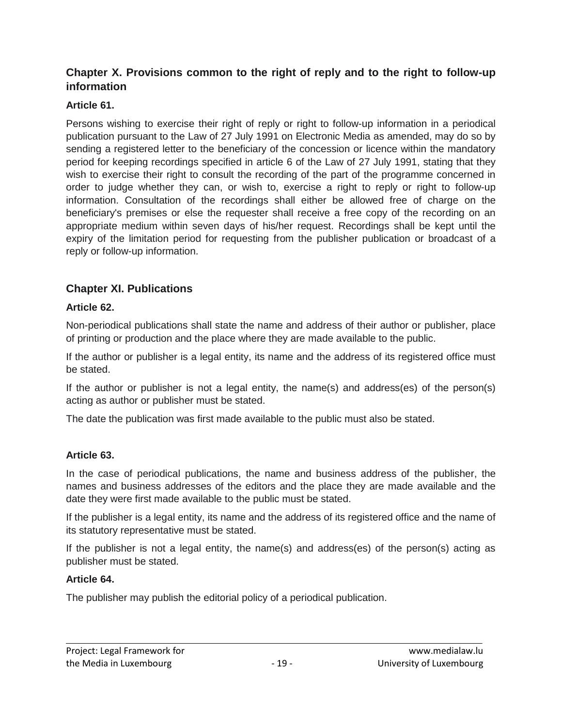## Chapter X. Provisions common to the right of reply and to the right to follow-up information

### Article 61.

Persons wishing to exercise their right of reply or right to follow-up information in a periodical publication pursuant to the Law of 27 July 1991 on Electronic Media as amended, may do so by sending a registered letter to the beneficiary of the concession or licence within the mandatory period for keeping recordings specified in article 6 of the Law of 27 July 1991, stating that they wish to exercise their right to consult the recording of the part of the programme concerned in order to judge whether they can, or wish to, exercise a right to reply or right to follow-up information. Consultation of the recordings shall either be allowed free of charge on the beneficiary's premises or else the requester shall receive a free copy of the recording on an appropriate medium within seven days of his/her request. Recordings shall be kept until the expiry of the limitation period for requesting from the publisher publication or broadcast of a reply or follow-up information.

## Chapter XI. Publications

### Article 62.

Non-periodical publications shall state the name and address of their author or publisher, place of printing or production and the place where they are made available to the public.

If the author or publisher is a legal entity, its name and the address of its registered office must be stated.

If the author or publisher is not a legal entity, the name(s) and address(es) of the person(s) acting as author or publisher must be stated.

The date the publication was first made available to the public must also be stated.

### Article 63.

In the case of periodical publications, the name and business address of the publisher, the names and business addresses of the editors and the place they are made available and the date they were first made available to the public must be stated.

If the publisher is a legal entity, its name and the address of its registered office and the name of its statutory representative must be stated.

If the publisher is not a legal entity, the name(s) and address(es) of the person(s) acting as publisher must be stated.

### Article 64.

The publisher may publish the editorial policy of a periodical publication.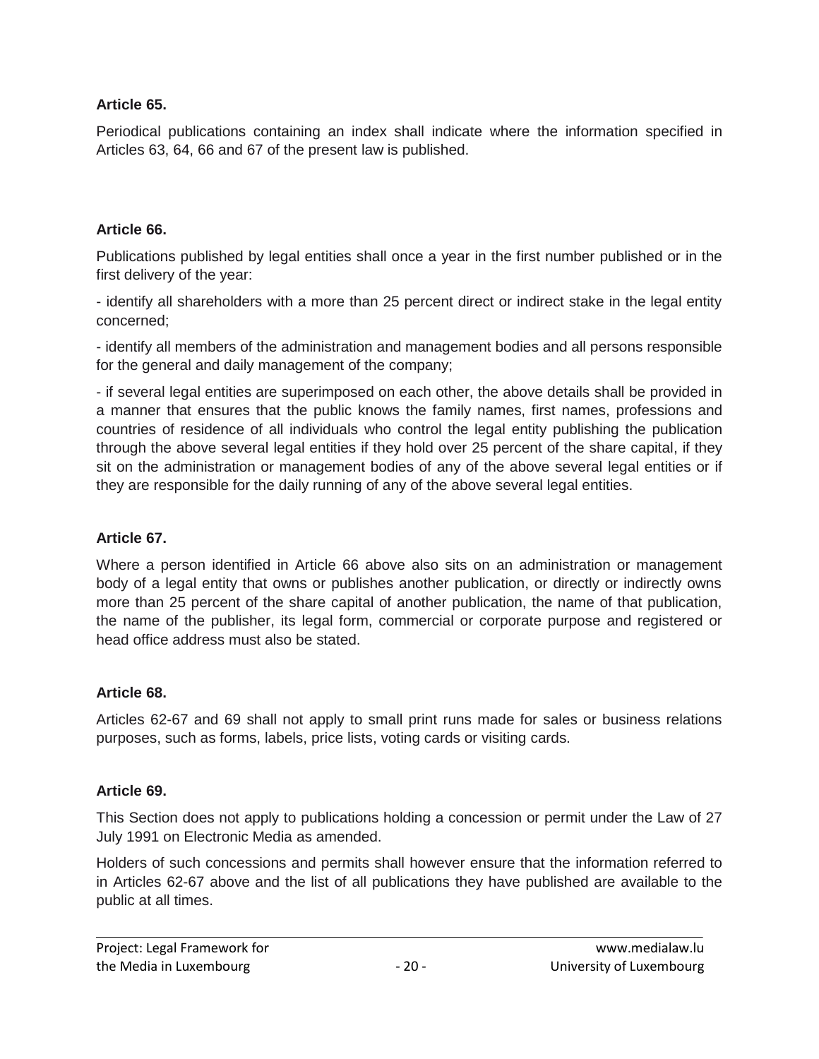**Article 65.**

Periodical publications containing an index shall indicate where the information specified in Articles 63, 64, 66 and 67 of the present law is published.

**Article 66.**

Publications published by legal entities shall once a year in the first number published or in the first delivery of the year:

- identify all shareholders with a more than 25 percent direct or indirect stake in the legal entity concerned;

- identify all members of the administration and management bodies and all persons responsible for the general and daily management of the company;

- if several legal entities are superimposed on each other, the above details shall be provided in a manner that ensures that the public knows the family names, first names, professions and countries of residence of all individuals who control the legal entity publishing the publication through the above several legal entities if they hold over 25 percent of the share capital, if they sit on the administration or management bodies of any of the above several legal entities or if they are responsible for the daily running of any of the above several legal entities.

**Article 67.**

Where a person identified in Article 66 above also sits on an administration or management body of a legal entity that owns or publishes another publication, or directly or indirectly owns more than 25 percent of the share capital of another publication, the name of that publication, the name of the publisher, its legal form, commercial or corporate purpose and registered or head office address must also be stated.

**Article 68.**

Articles 62-67 and 69 shall not apply to small print runs made for sales or business relations purposes, such as forms, labels, price lists, voting cards or visiting cards.

**Article 69.**

This Section does not apply to publications holding a concession or permit under the Law of 27 July 1991 on Electronic Media as amended.

Holders of such concessions and permits shall however ensure that the information referred to in Articles 62-67 above and the list of all publications they have published are available to the public at all times.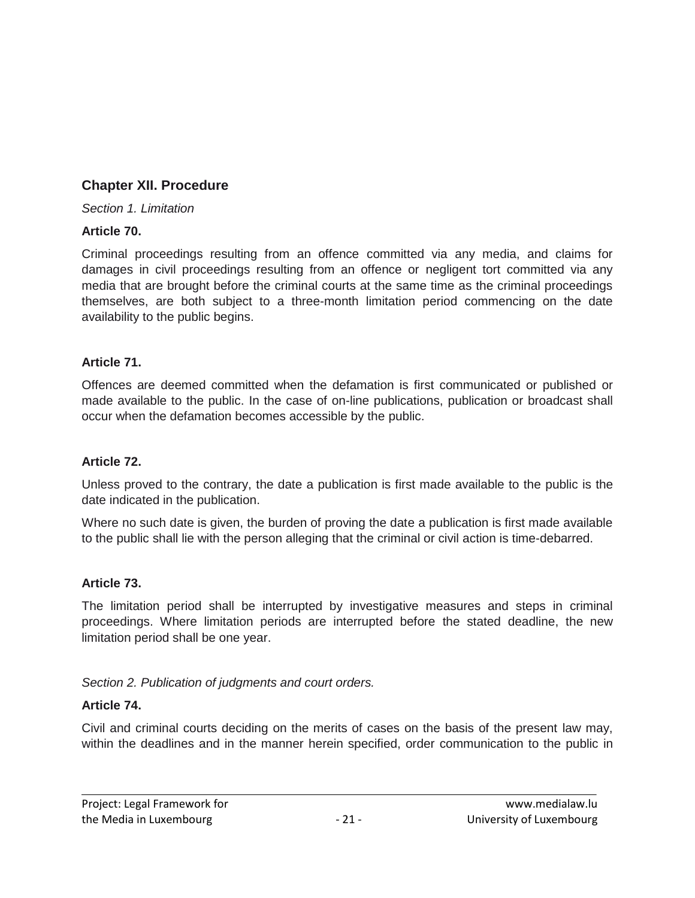## Chapter XII. Procedure

*Section 1. Limitation*

**Article 70.**

Criminal proceedings resulting from an offence committed via any media, and claims for damages in civil proceedings resulting from an offence or negligent tort committed via any media that are brought before the criminal courts at the same time as the criminal proceedings themselves, are both subject to a three-month limitation period commencing on the date availability to the public begins.

**Article 71.**

Offences are deemed committed when the defamation is first communicated or published or made available to the public. In the case of on-line publications, publication or broadcast shall occur when the defamation becomes accessible by the public.

**Article 72.**

Unless proved to the contrary, the date a publication is first made available to the public is the date indicated in the publication.

Where no such date is given, the burden of proving the date a publication is first made available to the public shall lie with the person alleging that the criminal or civil action is time-debarred.

**Article 73.**

The limitation period shall be interrupted by investigative measures and steps in criminal proceedings. Where limitation periods are interrupted before the stated deadline, the new limitation period shall be one year.

*Section 2. Publication of judgments and court orders.*

**Article 74.**

Civil and criminal courts deciding on the merits of cases on the basis of the present law may, within the deadlines and in the manner herein specified, order communication to the public in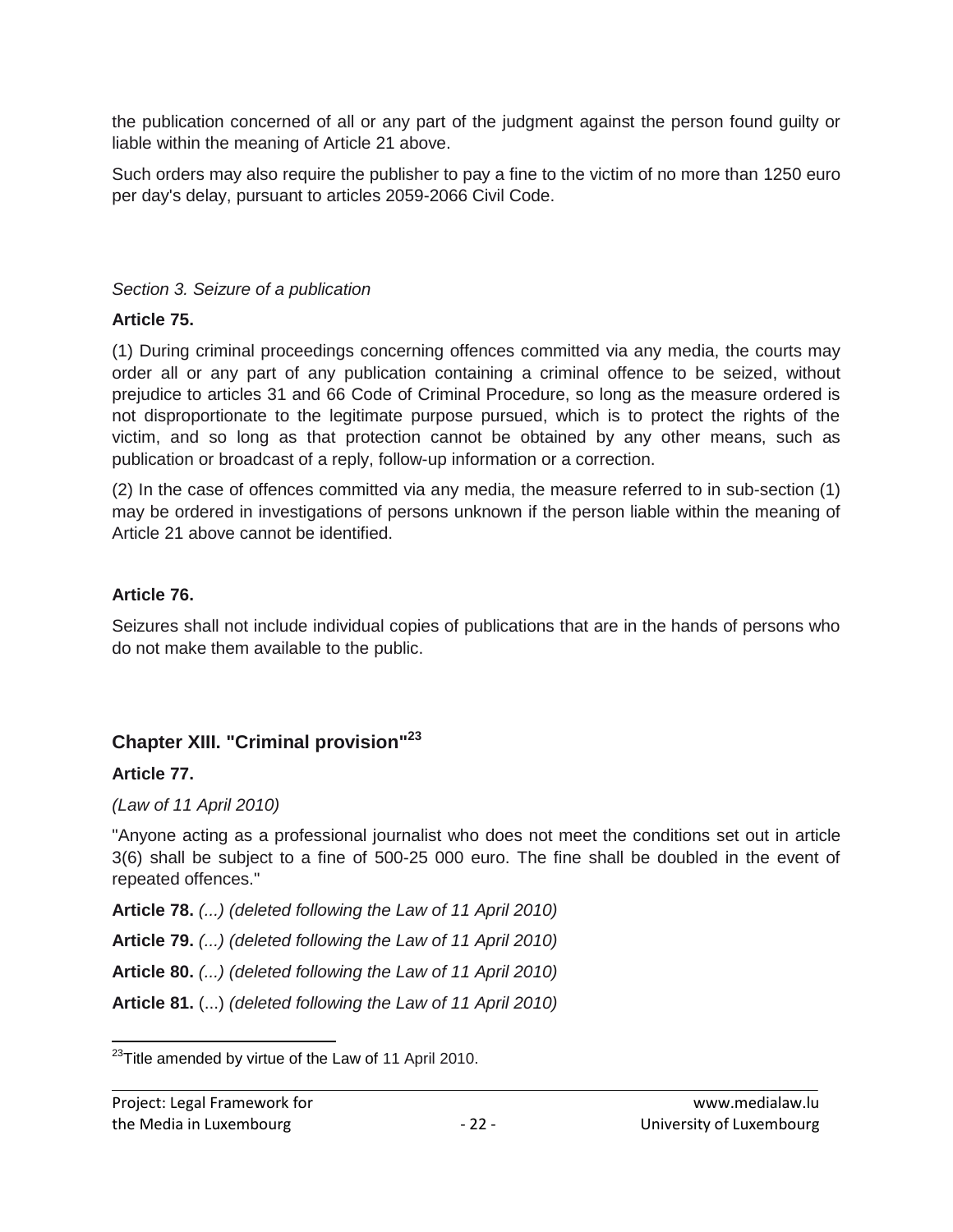the publication concerned of all or any part of the judgment against the person found guilty or liable within the meaning of Article 21 above.

Such orders may also require the publisher to pay a fine to the victim of no more than 1250 euro per day's delay, pursuant to articles 2059-2066 Civil Code.

*Section 3. Seizure of a publication*

**Article 75.**

(1) During criminal proceedings concerning offences committed via any media, the courts may order all or any part of any publication containing a criminal offence to be seized, without prejudice to articles 31 and 66 Code of Criminal Procedure, so long as the measure ordered is not disproportionate to the legitimate purpose pursued, which is to protect the rights of the victim, and so long as that protection cannot be obtained by any other means, such as publication or broadcast of a reply, follow-up information or a correction.

(2) In the case of offences committed via any media, the measure referred to in sub-section (1) may be ordered in investigations of persons unknown if the person liable within the meaning of Article 21 above cannot be identified.

**Article 76.**

Seizures shall not include individual copies of publications that are in the hands of persons who do not make them available to the public.

## Chapter XIII. "Criminal provision"[23]

**Article 77.**

*(Law of 11 April 2010)*

"Anyone acting as a professional journalist who does not meet the conditions set out in article 3(6) shall be subject to a fine of 500-25 000 euro. The fine shall be doubled in the event of repeated offences."

**Article 78.** *(...) (deleted following the Law of 11 April 2010)*

**Article 79.** *(...) (deleted following the Law of 11 April 2010)*

**Article 80.** *(...) (deleted following the Law of 11 April 2010)*

**Article 81.** (...) *(deleted following the Law of 11 April 2010)*

---

[23]Title amended by virtue of the Law of 11 April 2010.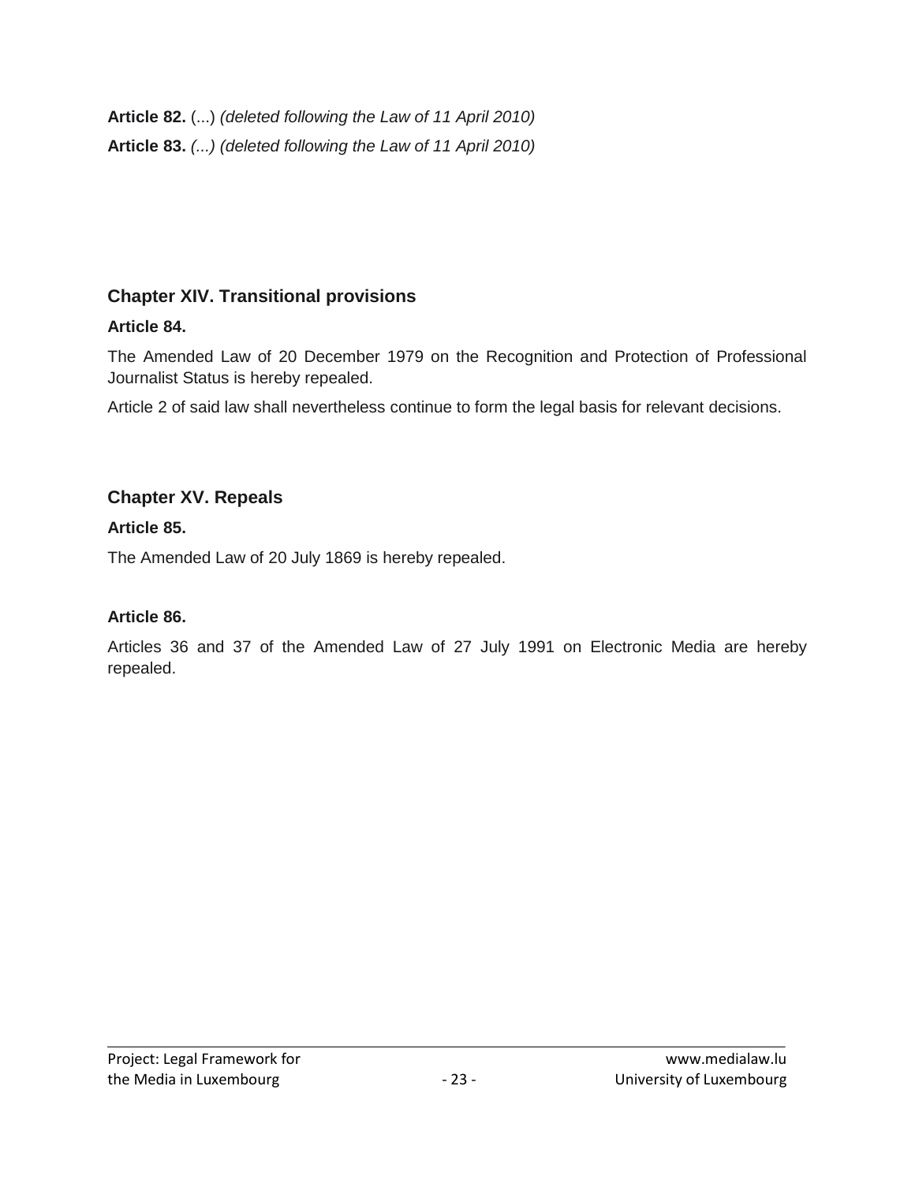**Article 82.** (...) *(deleted following the Law of 11 April 2010)*

**Article 83.** *(...) (deleted following the Law of 11 April 2010)*

## Chapter XIV. Transitional provisions

### Article 84.

The Amended Law of 20 December 1979 on the Recognition and Protection of Professional Journalist Status is hereby repealed.

Article 2 of said law shall nevertheless continue to form the legal basis for relevant decisions.

## Chapter XV. Repeals

### Article 85.

The Amended Law of 20 July 1869 is hereby repealed.

### Article 86.

Articles 36 and 37 of the Amended Law of 27 July 1991 on Electronic Media are hereby repealed.